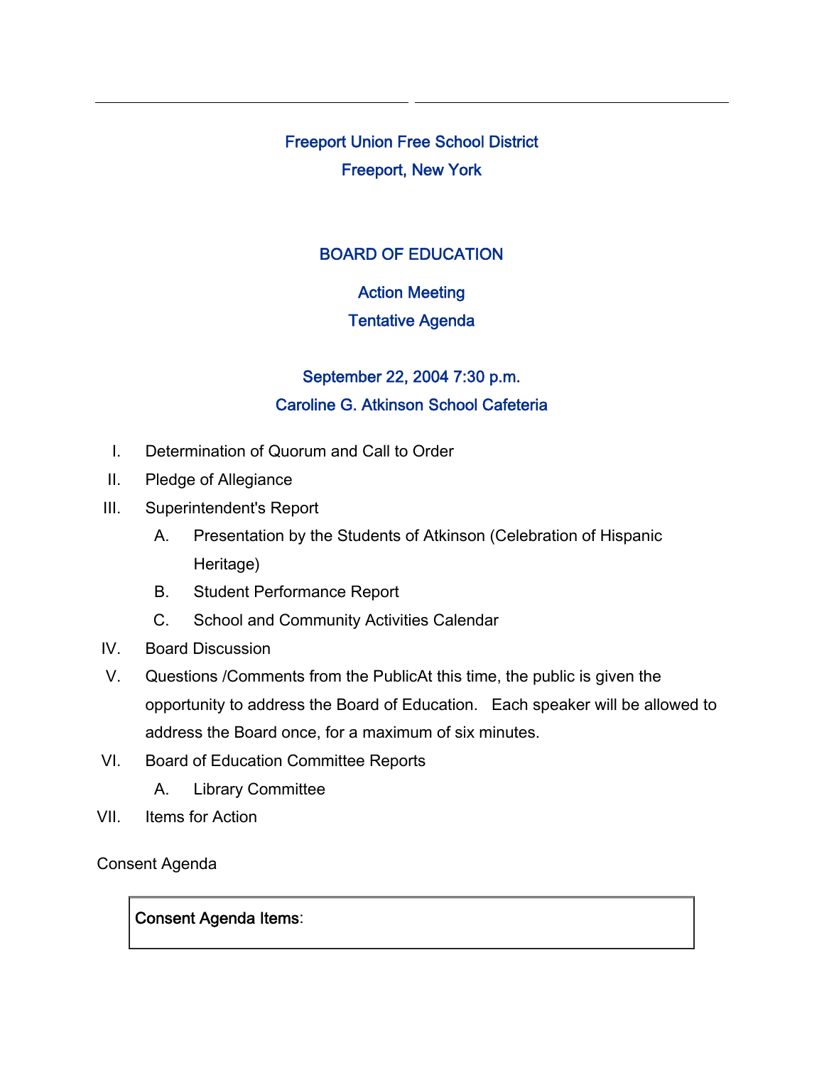# Freeport Union Free School District

## Freeport, New York

## BOARD OF EDUCATION

### Action Meeting

### Tentative Agenda

### September 22, 2004 7:30 p.m.

### Caroline G. Atkinson School Cafeteria

I. Determination of Quorum and Call to Order

II. Pledge of Allegiance

III. Superintendent's Report

   A. Presentation by the Students of Atkinson (Celebration of Hispanic Heritage)

   B. Student Performance Report

   C. School and Community Activities Calendar

IV. Board Discussion

V. Questions /Comments from the PublicAt this time, the public is given the opportunity to address the Board of Education. Each speaker will be allowed to address the Board once, for a maximum of six minutes.

VI. Board of Education Committee Reports

   A. Library Committee

VII. Items for Action

Consent Agenda

| **Consent Agenda Items**: |
| --- |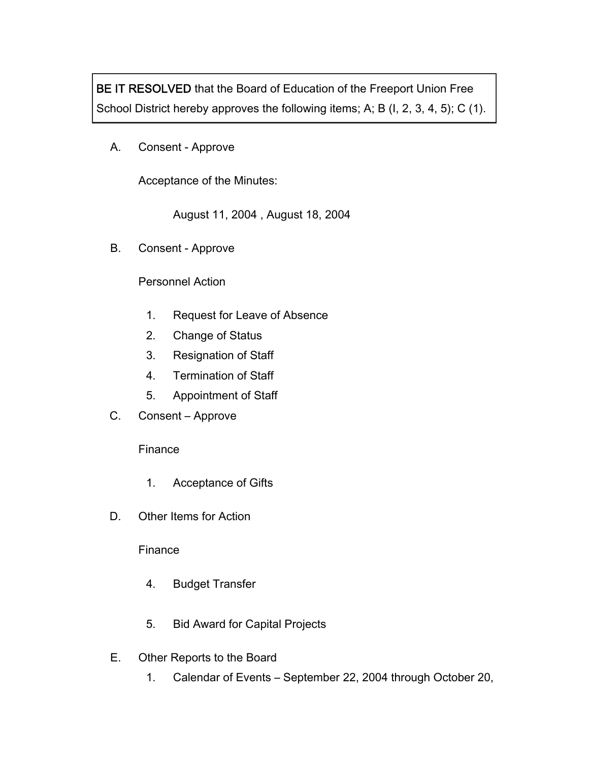**BE IT RESOLVED** that the Board of Education of the Freeport Union Free School District hereby approves the following items; A; B (I, 2, 3, 4, 5); C (1).

A. Consent - Approve

Acceptance of the Minutes:

August 11, 2004 , August 18, 2004

B. Consent - Approve

Personnel Action

1. Request for Leave of Absence
2. Change of Status
3. Resignation of Staff
4. Termination of Staff
5. Appointment of Staff

C. Consent – Approve

Finance

1. Acceptance of Gifts

D. Other Items for Action

Finance

4. Budget Transfer

5. Bid Award for Capital Projects

E. Other Reports to the Board

1. Calendar of Events – September 22, 2004 through October 20,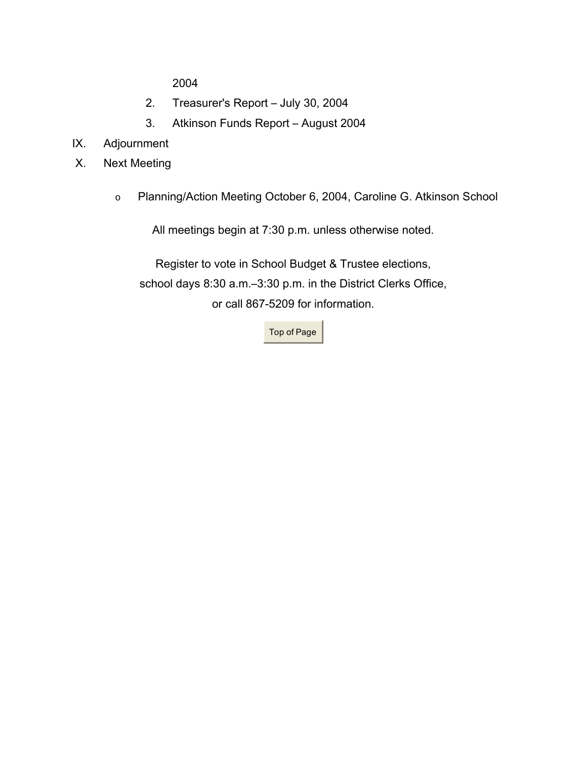2004

2. Treasurer's Report – July 30, 2004
3. Atkinson Funds Report – August 2004

IX. Adjournment

X. Next Meeting

- Planning/Action Meeting October 6, 2004, Caroline G. Atkinson School

All meetings begin at 7:30 p.m. unless otherwise noted.

Register to vote in School Budget & Trustee elections,
school days 8:30 a.m.–3:30 p.m. in the District Clerks Office,
or call 867-5209 for information.

Top of Page